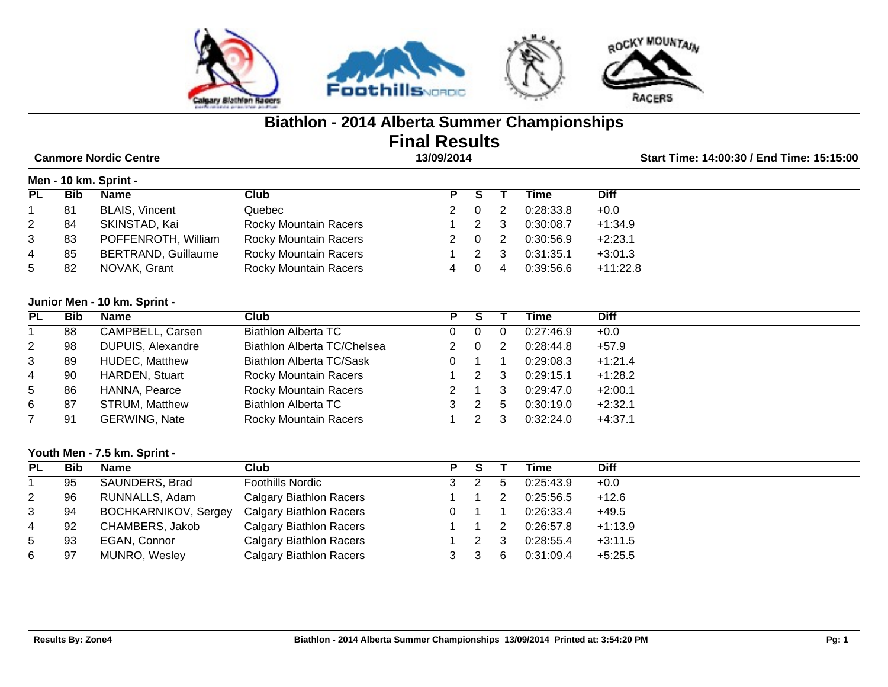# Biathlon - 2014 Alberta Summer Championships

## Final Results

**Canmore Nordic Centre** — **13/09/2014** — **Start Time: 14:00:30 / End Time: 15:15:00**

### Men - 10 km. Sprint -

| PL | Bib | Name | Club | P | S | T | Time | Diff |
|---|---|---|---|---|---|---|---|---|
| 1 | 81 | BLAIS, Vincent | Quebec | 2 | 0 | 2 | 0:28:33.8 | +0.0 |
| 2 | 84 | SKINSTAD, Kai | Rocky Mountain Racers | 1 | 2 | 3 | 0:30:08.7 | +1:34.9 |
| 3 | 83 | POFFENROTH, William | Rocky Mountain Racers | 2 | 0 | 2 | 0:30:56.9 | +2:23.1 |
| 4 | 85 | BERTRAND, Guillaume | Rocky Mountain Racers | 1 | 2 | 3 | 0:31:35.1 | +3:01.3 |
| 5 | 82 | NOVAK, Grant | Rocky Mountain Racers | 4 | 0 | 4 | 0:39:56.6 | +11:22.8 |

### Junior Men - 10 km. Sprint -

| PL | Bib | Name | Club | P | S | T | Time | Diff |
|---|---|---|---|---|---|---|---|---|
| 1 | 88 | CAMPBELL, Carsen | Biathlon Alberta TC | 0 | 0 | 0 | 0:27:46.9 | +0.0 |
| 2 | 98 | DUPUIS, Alexandre | Biathlon Alberta TC/Chelsea | 2 | 0 | 2 | 0:28:44.8 | +57.9 |
| 3 | 89 | HUDEC, Matthew | Biathlon Alberta TC/Sask | 0 | 1 | 1 | 0:29:08.3 | +1:21.4 |
| 4 | 90 | HARDEN, Stuart | Rocky Mountain Racers | 1 | 2 | 3 | 0:29:15.1 | +1:28.2 |
| 5 | 86 | HANNA, Pearce | Rocky Mountain Racers | 2 | 1 | 3 | 0:29:47.0 | +2:00.1 |
| 6 | 87 | STRUM, Matthew | Biathlon Alberta TC | 3 | 2 | 5 | 0:30:19.0 | +2:32.1 |
| 7 | 91 | GERWING, Nate | Rocky Mountain Racers | 1 | 2 | 3 | 0:32:24.0 | +4:37.1 |

### Youth Men - 7.5 km. Sprint -

| PL | Bib | Name | Club | P | S | T | Time | Diff |
|---|---|---|---|---|---|---|---|---|
| 1 | 95 | SAUNDERS, Brad | Foothills Nordic | 3 | 2 | 5 | 0:25:43.9 | +0.0 |
| 2 | 96 | RUNNALLS, Adam | Calgary Biathlon Racers | 1 | 1 | 2 | 0:25:56.5 | +12.6 |
| 3 | 94 | BOCHKARNIKOV, Sergey | Calgary Biathlon Racers | 0 | 1 | 1 | 0:26:33.4 | +49.5 |
| 4 | 92 | CHAMBERS, Jakob | Calgary Biathlon Racers | 1 | 1 | 2 | 0:26:57.8 | +1:13.9 |
| 5 | 93 | EGAN, Connor | Calgary Biathlon Racers | 1 | 2 | 3 | 0:28:55.4 | +3:11.5 |
| 6 | 97 | MUNRO, Wesley | Calgary Biathlon Racers | 3 | 3 | 6 | 0:31:09.4 | +5:25.5 |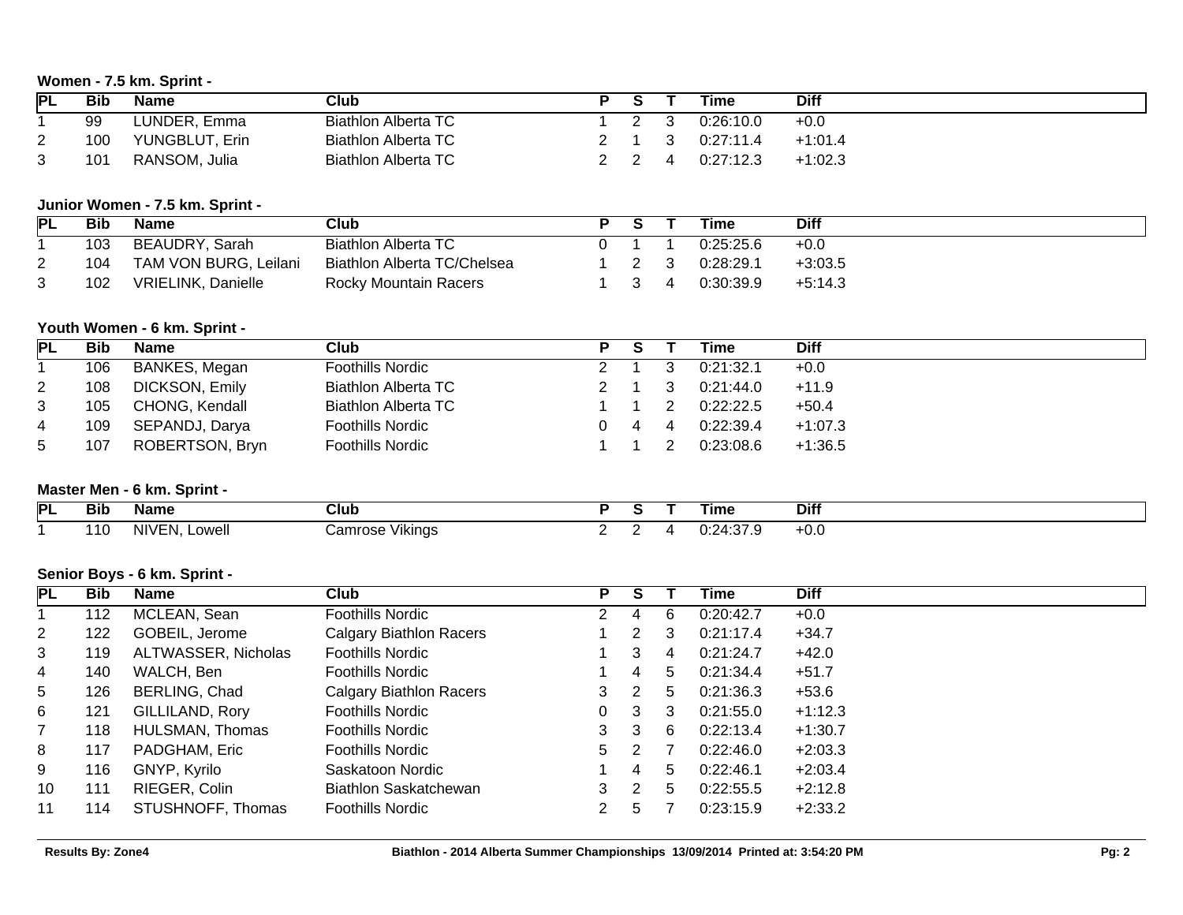**Women - 7.5 km. Sprint -**

| PL | Bib | Name | Club | P | S | T | Time | Diff |
|---|---|---|---|---|---|---|---|---|
| 1 | 99 | LUNDER, Emma | Biathlon Alberta TC | 1 | 2 | 3 | 0:26:10.0 | +0.0 |
| 2 | 100 | YUNGBLUT, Erin | Biathlon Alberta TC | 2 | 1 | 3 | 0:27:11.4 | +1:01.4 |
| 3 | 101 | RANSOM, Julia | Biathlon Alberta TC | 2 | 2 | 4 | 0:27:12.3 | +1:02.3 |

**Junior Women - 7.5 km. Sprint -**

| PL | Bib | Name | Club | P | S | T | Time | Diff |
|---|---|---|---|---|---|---|---|---|
| 1 | 103 | BEAUDRY, Sarah | Biathlon Alberta TC | 0 | 1 | 1 | 0:25:25.6 | +0.0 |
| 2 | 104 | TAM VON BURG, Leilani | Biathlon Alberta TC/Chelsea | 1 | 2 | 3 | 0:28:29.1 | +3:03.5 |
| 3 | 102 | VRIELINK, Danielle | Rocky Mountain Racers | 1 | 3 | 4 | 0:30:39.9 | +5:14.3 |

**Youth Women - 6 km. Sprint -**

| PL | Bib | Name | Club | P | S | T | Time | Diff |
|---|---|---|---|---|---|---|---|---|
| 1 | 106 | BANKES, Megan | Foothills Nordic | 2 | 1 | 3 | 0:21:32.1 | +0.0 |
| 2 | 108 | DICKSON, Emily | Biathlon Alberta TC | 2 | 1 | 3 | 0:21:44.0 | +11.9 |
| 3 | 105 | CHONG, Kendall | Biathlon Alberta TC | 1 | 1 | 2 | 0:22:22.5 | +50.4 |
| 4 | 109 | SEPANDJ, Darya | Foothills Nordic | 0 | 4 | 4 | 0:22:39.4 | +1:07.3 |
| 5 | 107 | ROBERTSON, Bryn | Foothills Nordic | 1 | 1 | 2 | 0:23:08.6 | +1:36.5 |

**Master Men - 6 km. Sprint -**

| PL | Bib | Name | Club | P | S | T | Time | Diff |
|---|---|---|---|---|---|---|---|---|
| 1 | 110 | NIVEN, Lowell | Camrose Vikings | 2 | 2 | 4 | 0:24:37.9 | +0.0 |

**Senior Boys - 6 km. Sprint -**

| PL | Bib | Name | Club | P | S | T | Time | Diff |
|---|---|---|---|---|---|---|---|---|
| 1 | 112 | MCLEAN, Sean | Foothills Nordic | 2 | 4 | 6 | 0:20:42.7 | +0.0 |
| 2 | 122 | GOBEIL, Jerome | Calgary Biathlon Racers | 1 | 2 | 3 | 0:21:17.4 | +34.7 |
| 3 | 119 | ALTWASSER, Nicholas | Foothills Nordic | 1 | 3 | 4 | 0:21:24.7 | +42.0 |
| 4 | 140 | WALCH, Ben | Foothills Nordic | 1 | 4 | 5 | 0:21:34.4 | +51.7 |
| 5 | 126 | BERLING, Chad | Calgary Biathlon Racers | 3 | 2 | 5 | 0:21:36.3 | +53.6 |
| 6 | 121 | GILLILAND, Rory | Foothills Nordic | 0 | 3 | 3 | 0:21:55.0 | +1:12.3 |
| 7 | 118 | HULSMAN, Thomas | Foothills Nordic | 3 | 3 | 6 | 0:22:13.4 | +1:30.7 |
| 8 | 117 | PADGHAM, Eric | Foothills Nordic | 5 | 2 | 7 | 0:22:46.0 | +2:03.3 |
| 9 | 116 | GNYP, Kyrilo | Saskatoon Nordic | 1 | 4 | 5 | 0:22:46.1 | +2:03.4 |
| 10 | 111 | RIEGER, Colin | Biathlon Saskatchewan | 3 | 2 | 5 | 0:22:55.5 | +2:12.8 |
| 11 | 114 | STUSHNOFF, Thomas | Foothills Nordic | 2 | 5 | 7 | 0:23:15.9 | +2:33.2 |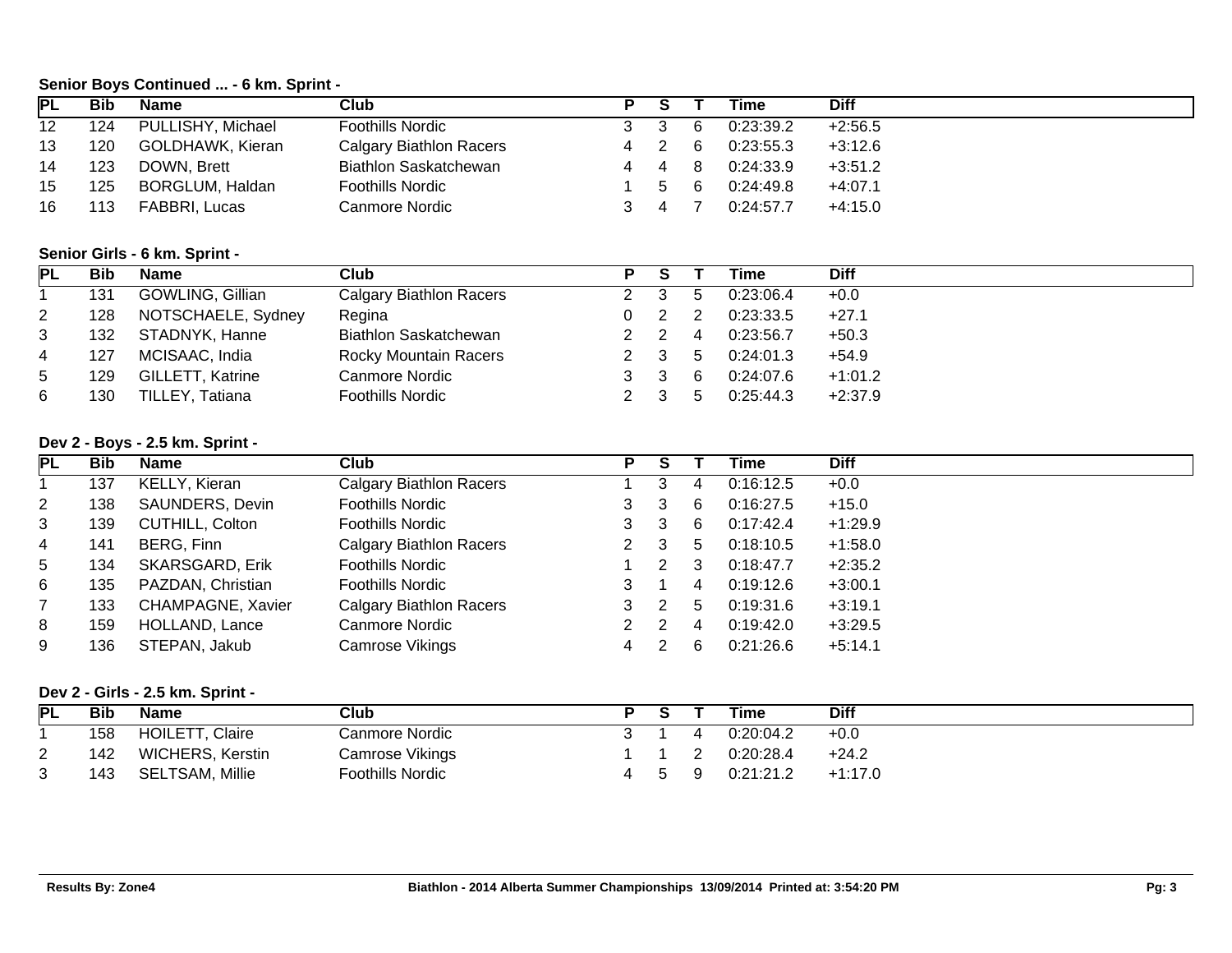**Senior Boys Continued ... - 6 km. Sprint -**

| PL | Bib | Name | Club | P | S | T | Time | Diff |
|---|---|---|---|---|---|---|---|---|
| 12 | 124 | PULLISHY, Michael | Foothills Nordic | 3 | 3 | 6 | 0:23:39.2 | +2:56.5 |
| 13 | 120 | GOLDHAWK, Kieran | Calgary Biathlon Racers | 4 | 2 | 6 | 0:23:55.3 | +3:12.6 |
| 14 | 123 | DOWN, Brett | Biathlon Saskatchewan | 4 | 4 | 8 | 0:24:33.9 | +3:51.2 |
| 15 | 125 | BORGLUM, Haldan | Foothills Nordic | 1 | 5 | 6 | 0:24:49.8 | +4:07.1 |
| 16 | 113 | FABBRI, Lucas | Canmore Nordic | 3 | 4 | 7 | 0:24:57.7 | +4:15.0 |

**Senior Girls - 6 km. Sprint -**

| PL | Bib | Name | Club | P | S | T | Time | Diff |
|---|---|---|---|---|---|---|---|---|
| 1 | 131 | GOWLING, Gillian | Calgary Biathlon Racers | 2 | 3 | 5 | 0:23:06.4 | +0.0 |
| 2 | 128 | NOTSCHAELE, Sydney | Regina | 0 | 2 | 2 | 0:23:33.5 | +27.1 |
| 3 | 132 | STADNYK, Hanne | Biathlon Saskatchewan | 2 | 2 | 4 | 0:23:56.7 | +50.3 |
| 4 | 127 | MCISAAC, India | Rocky Mountain Racers | 2 | 3 | 5 | 0:24:01.3 | +54.9 |
| 5 | 129 | GILLETT, Katrine | Canmore Nordic | 3 | 3 | 6 | 0:24:07.6 | +1:01.2 |
| 6 | 130 | TILLEY, Tatiana | Foothills Nordic | 2 | 3 | 5 | 0:25:44.3 | +2:37.9 |

**Dev 2 - Boys - 2.5 km. Sprint -**

| PL | Bib | Name | Club | P | S | T | Time | Diff |
|---|---|---|---|---|---|---|---|---|
| 1 | 137 | KELLY, Kieran | Calgary Biathlon Racers | 1 | 3 | 4 | 0:16:12.5 | +0.0 |
| 2 | 138 | SAUNDERS, Devin | Foothills Nordic | 3 | 3 | 6 | 0:16:27.5 | +15.0 |
| 3 | 139 | CUTHILL, Colton | Foothills Nordic | 3 | 3 | 6 | 0:17:42.4 | +1:29.9 |
| 4 | 141 | BERG, Finn | Calgary Biathlon Racers | 2 | 3 | 5 | 0:18:10.5 | +1:58.0 |
| 5 | 134 | SKARSGARD, Erik | Foothills Nordic | 1 | 2 | 3 | 0:18:47.7 | +2:35.2 |
| 6 | 135 | PAZDAN, Christian | Foothills Nordic | 3 | 1 | 4 | 0:19:12.6 | +3:00.1 |
| 7 | 133 | CHAMPAGNE, Xavier | Calgary Biathlon Racers | 3 | 2 | 5 | 0:19:31.6 | +3:19.1 |
| 8 | 159 | HOLLAND, Lance | Canmore Nordic | 2 | 2 | 4 | 0:19:42.0 | +3:29.5 |
| 9 | 136 | STEPAN, Jakub | Camrose Vikings | 4 | 2 | 6 | 0:21:26.6 | +5:14.1 |

**Dev 2 - Girls - 2.5 km. Sprint -**

| PL | Bib | Name | Club | P | S | T | Time | Diff |
|---|---|---|---|---|---|---|---|---|
| 1 | 158 | HOILETT, Claire | Canmore Nordic | 3 | 1 | 4 | 0:20:04.2 | +0.0 |
| 2 | 142 | WICHERS, Kerstin | Camrose Vikings | 1 | 1 | 2 | 0:20:28.4 | +24.2 |
| 3 | 143 | SELTSAM, Millie | Foothills Nordic | 4 | 5 | 9 | 0:21:21.2 | +1:17.0 |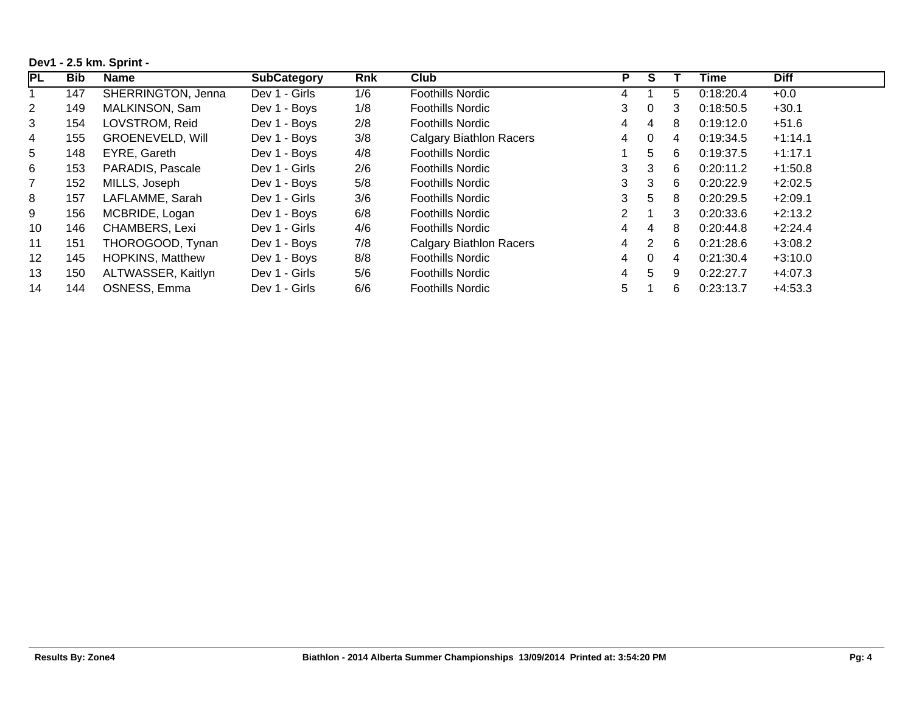**Dev1 - 2.5 km. Sprint -**

| PL | Bib | Name | SubCategory | Rnk | Club | P | S | T | Time | Diff |
|---|---|---|---|---|---|---|---|---|---|---|
| 1 | 147 | SHERRINGTON, Jenna | Dev 1 - Girls | 1/6 | Foothills Nordic | 4 | 1 | 5 | 0:18:20.4 | +0.0 |
| 2 | 149 | MALKINSON, Sam | Dev 1 - Boys | 1/8 | Foothills Nordic | 3 | 0 | 3 | 0:18:50.5 | +30.1 |
| 3 | 154 | LOVSTROM, Reid | Dev 1 - Boys | 2/8 | Foothills Nordic | 4 | 4 | 8 | 0:19:12.0 | +51.6 |
| 4 | 155 | GROENEVELD, Will | Dev 1 - Boys | 3/8 | Calgary Biathlon Racers | 4 | 0 | 4 | 0:19:34.5 | +1:14.1 |
| 5 | 148 | EYRE, Gareth | Dev 1 - Boys | 4/8 | Foothills Nordic | 1 | 5 | 6 | 0:19:37.5 | +1:17.1 |
| 6 | 153 | PARADIS, Pascale | Dev 1 - Girls | 2/6 | Foothills Nordic | 3 | 3 | 6 | 0:20:11.2 | +1:50.8 |
| 7 | 152 | MILLS, Joseph | Dev 1 - Boys | 5/8 | Foothills Nordic | 3 | 3 | 6 | 0:20:22.9 | +2:02.5 |
| 8 | 157 | LAFLAMME, Sarah | Dev 1 - Girls | 3/6 | Foothills Nordic | 3 | 5 | 8 | 0:20:29.5 | +2:09.1 |
| 9 | 156 | MCBRIDE, Logan | Dev 1 - Boys | 6/8 | Foothills Nordic | 2 | 1 | 3 | 0:20:33.6 | +2:13.2 |
| 10 | 146 | CHAMBERS, Lexi | Dev 1 - Girls | 4/6 | Foothills Nordic | 4 | 4 | 8 | 0:20:44.8 | +2:24.4 |
| 11 | 151 | THOROGOOD, Tynan | Dev 1 - Boys | 7/8 | Calgary Biathlon Racers | 4 | 2 | 6 | 0:21:28.6 | +3:08.2 |
| 12 | 145 | HOPKINS, Matthew | Dev 1 - Boys | 8/8 | Foothills Nordic | 4 | 0 | 4 | 0:21:30.4 | +3:10.0 |
| 13 | 150 | ALTWASSER, Kaitlyn | Dev 1 - Girls | 5/6 | Foothills Nordic | 4 | 5 | 9 | 0:22:27.7 | +4:07.3 |
| 14 | 144 | OSNESS, Emma | Dev 1 - Girls | 6/6 | Foothills Nordic | 5 | 1 | 6 | 0:23:13.7 | +4:53.3 |